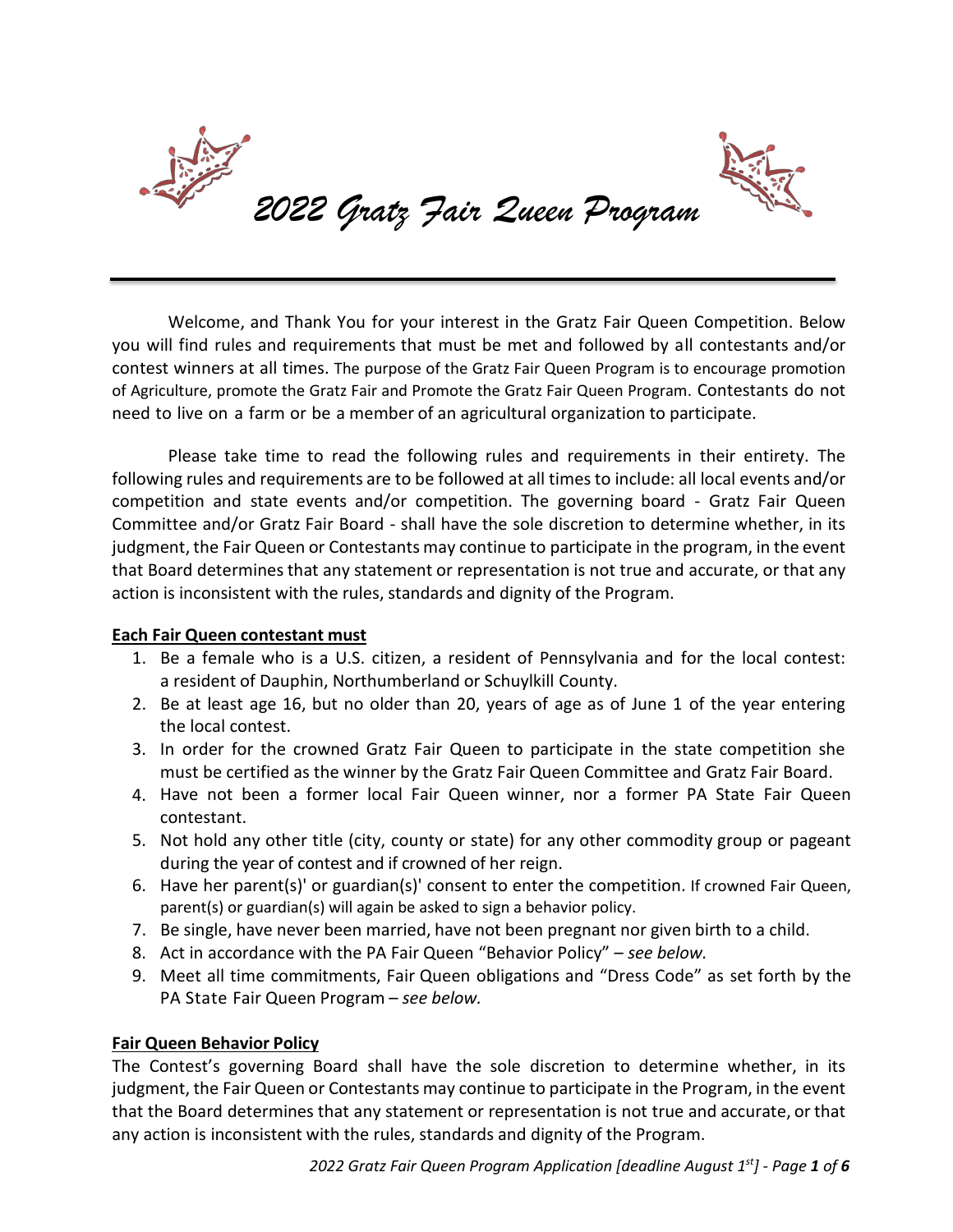# *2022 Gratz Fair Queen Program*

Welcome, and Thank You for your interest in the Gratz Fair Queen Competition. Below you will find rules and requirements that must be met and followed by all contestants and/or contest winners at all times. The purpose of the Gratz Fair Queen Program is to encourage promotion of Agriculture, promote the Gratz Fair and Promote the Gratz Fair Queen Program. Contestants do not need to live on a farm or be a member of an agricultural organization to participate.

Please take time to read the following rules and requirements in their entirety. The following rules and requirements are to be followed at all times to include: all local events and/or competition and state events and/or competition. The governing board - Gratz Fair Queen Committee and/or Gratz Fair Board - shall have the sole discretion to determine whether, in its judgment, the Fair Queen or Contestants may continue to participate in the program, in the event that Board determines that any statement or representation is not true and accurate, or that any action is inconsistent with the rules, standards and dignity of the Program.

**Each Fair Queen contestant must**

1. Be a female who is a U.S. citizen, a resident of Pennsylvania and for the local contest: a resident of Dauphin, Northumberland or Schuylkill County.
2. Be at least age 16, but no older than 20, years of age as of June 1 of the year entering the local contest.
3. In order for the crowned Gratz Fair Queen to participate in the state competition she must be certified as the winner by the Gratz Fair Queen Committee and Gratz Fair Board.
4. Have not been a former local Fair Queen winner, nor a former PA State Fair Queen contestant.
5. Not hold any other title (city, county or state) for any other commodity group or pageant during the year of contest and if crowned of her reign.
6. Have her parent(s)' or guardian(s)' consent to enter the competition. If crowned Fair Queen, parent(s) or guardian(s) will again be asked to sign a behavior policy.
7. Be single, have never been married, have not been pregnant nor given birth to a child.
8. Act in accordance with the PA Fair Queen "Behavior Policy" – *see below.*
9. Meet all time commitments, Fair Queen obligations and "Dress Code" as set forth by the PA State Fair Queen Program – *see below.*

**Fair Queen Behavior Policy**

The Contest's governing Board shall have the sole discretion to determine whether, in its judgment, the Fair Queen or Contestants may continue to participate in the Program, in the event that the Board determines that any statement or representation is not true and accurate, or that any action is inconsistent with the rules, standards and dignity of the Program.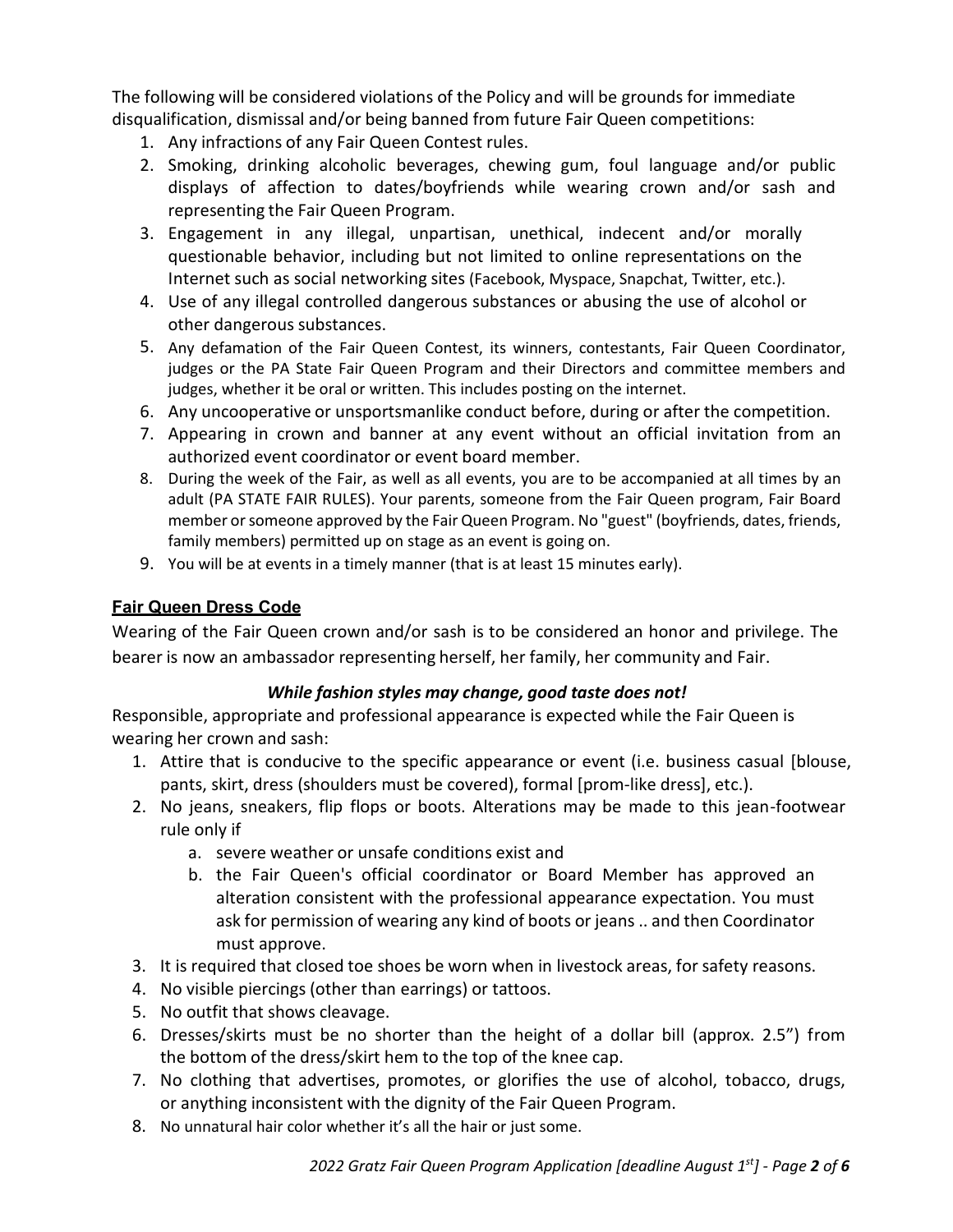The following will be considered violations of the Policy and will be grounds for immediate disqualification, dismissal and/or being banned from future Fair Queen competitions:

1. Any infractions of any Fair Queen Contest rules.
2. Smoking, drinking alcoholic beverages, chewing gum, foul language and/or public displays of affection to dates/boyfriends while wearing crown and/or sash and representing the Fair Queen Program.
3. Engagement in any illegal, unpartisan, unethical, indecent and/or morally questionable behavior, including but not limited to online representations on the Internet such as social networking sites (Facebook, Myspace, Snapchat, Twitter, etc.).
4. Use of any illegal controlled dangerous substances or abusing the use of alcohol or other dangerous substances.
5. Any defamation of the Fair Queen Contest, its winners, contestants, Fair Queen Coordinator, judges or the PA State Fair Queen Program and their Directors and committee members and judges, whether it be oral or written. This includes posting on the internet.
6. Any uncooperative or unsportsmanlike conduct before, during or after the competition.
7. Appearing in crown and banner at any event without an official invitation from an authorized event coordinator or event board member.
8. During the week of the Fair, as well as all events, you are to be accompanied at all times by an adult (PA STATE FAIR RULES). Your parents, someone from the Fair Queen program, Fair Board member or someone approved by the Fair Queen Program. No "guest" (boyfriends, dates, friends, family members) permitted up on stage as an event is going on.
9. You will be at events in a timely manner (that is at least 15 minutes early).

## Fair Queen Dress Code

Wearing of the Fair Queen crown and/or sash is to be considered an honor and privilege. The bearer is now an ambassador representing herself, her family, her community and Fair.

***While fashion styles may change, good taste does not!***

Responsible, appropriate and professional appearance is expected while the Fair Queen is wearing her crown and sash:

1. Attire that is conducive to the specific appearance or event (i.e. business casual [blouse, pants, skirt, dress (shoulders must be covered), formal [prom-like dress], etc.).
2. No jeans, sneakers, flip flops or boots. Alterations may be made to this jean-footwear rule only if
   a. severe weather or unsafe conditions exist and
   b. the Fair Queen's official coordinator or Board Member has approved an alteration consistent with the professional appearance expectation. You must ask for permission of wearing any kind of boots or jeans .. and then Coordinator must approve.
3. It is required that closed toe shoes be worn when in livestock areas, for safety reasons.
4. No visible piercings (other than earrings) or tattoos.
5. No outfit that shows cleavage.
6. Dresses/skirts must be no shorter than the height of a dollar bill (approx. 2.5") from the bottom of the dress/skirt hem to the top of the knee cap.
7. No clothing that advertises, promotes, or glorifies the use of alcohol, tobacco, drugs, or anything inconsistent with the dignity of the Fair Queen Program.
8. No unnatural hair color whether it's all the hair or just some.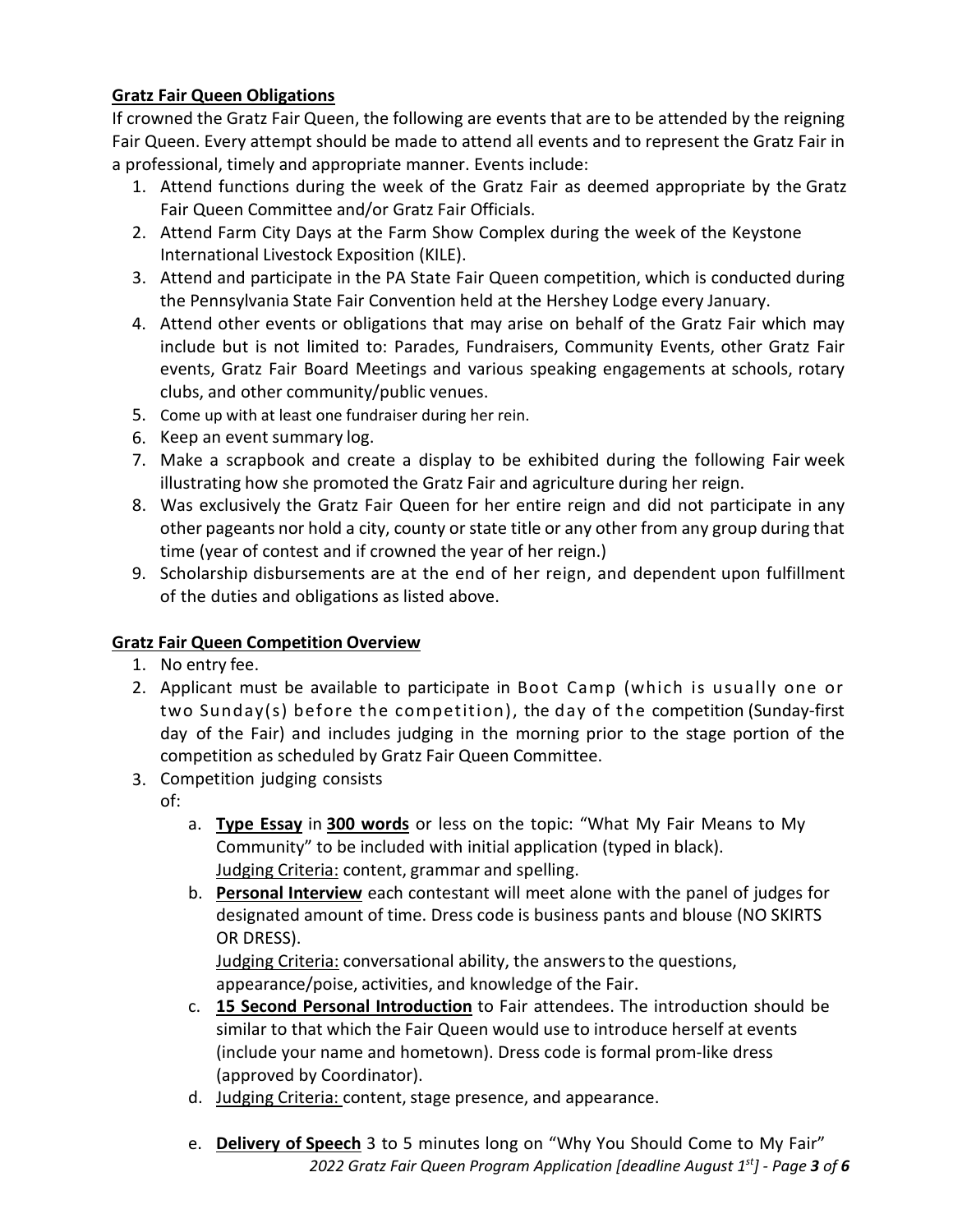**Gratz Fair Queen Obligations**

If crowned the Gratz Fair Queen, the following are events that are to be attended by the reigning Fair Queen. Every attempt should be made to attend all events and to represent the Gratz Fair in a professional, timely and appropriate manner. Events include:

1. Attend functions during the week of the Gratz Fair as deemed appropriate by the Gratz Fair Queen Committee and/or Gratz Fair Officials.
2. Attend Farm City Days at the Farm Show Complex during the week of the Keystone International Livestock Exposition (KILE).
3. Attend and participate in the PA State Fair Queen competition, which is conducted during the Pennsylvania State Fair Convention held at the Hershey Lodge every January.
4. Attend other events or obligations that may arise on behalf of the Gratz Fair which may include but is not limited to: Parades, Fundraisers, Community Events, other Gratz Fair events, Gratz Fair Board Meetings and various speaking engagements at schools, rotary clubs, and other community/public venues.
5. Come up with at least one fundraiser during her rein.
6. Keep an event summary log.
7. Make a scrapbook and create a display to be exhibited during the following Fair week illustrating how she promoted the Gratz Fair and agriculture during her reign.
8. Was exclusively the Gratz Fair Queen for her entire reign and did not participate in any other pageants nor hold a city, county or state title or any other from any group during that time (year of contest and if crowned the year of her reign.)
9. Scholarship disbursements are at the end of her reign, and dependent upon fulfillment of the duties and obligations as listed above.

**Gratz Fair Queen Competition Overview**

1. No entry fee.
2. Applicant must be available to participate in Boot Camp (which is usually one or two Sunday(s) before the competition), the day of the competition (Sunday-first day of the Fair) and includes judging in the morning prior to the stage portion of the competition as scheduled by Gratz Fair Queen Committee.
3. Competition judging consists of:
   a. **Type Essay** in **300 words** or less on the topic: "What My Fair Means to My Community" to be included with initial application (typed in black).
      Judging Criteria: content, grammar and spelling.
   b. **Personal Interview** each contestant will meet alone with the panel of judges for designated amount of time. Dress code is business pants and blouse (NO SKIRTS OR DRESS).
      Judging Criteria: conversational ability, the answers to the questions, appearance/poise, activities, and knowledge of the Fair.
   c. **15 Second Personal Introduction** to Fair attendees. The introduction should be similar to that which the Fair Queen would use to introduce herself at events (include your name and hometown). Dress code is formal prom-like dress (approved by Coordinator).
   d. Judging Criteria: content, stage presence, and appearance.
   e. **Delivery of Speech** 3 to 5 minutes long on "Why You Should Come to My Fair"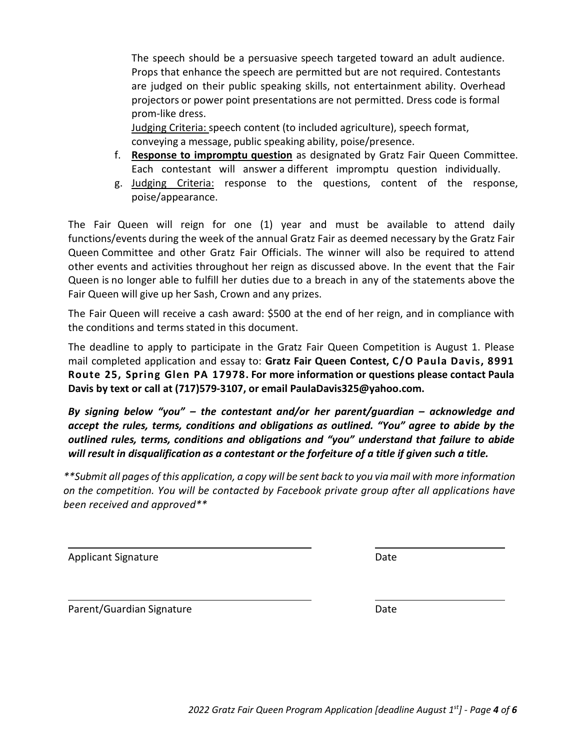The speech should be a persuasive speech targeted toward an adult audience. Props that enhance the speech are permitted but are not required. Contestants are judged on their public speaking skills, not entertainment ability. Overhead projectors or power point presentations are not permitted. Dress code is formal prom-like dress.

Judging Criteria: speech content (to included agriculture), speech format, conveying a message, public speaking ability, poise/presence.

f. **Response to impromptu question** as designated by Gratz Fair Queen Committee. Each contestant will answer a different impromptu question individually.
g. Judging Criteria: response to the questions, content of the response, poise/appearance.

The Fair Queen will reign for one (1) year and must be available to attend daily functions/events during the week of the annual Gratz Fair as deemed necessary by the Gratz Fair Queen Committee and other Gratz Fair Officials. The winner will also be required to attend other events and activities throughout her reign as discussed above. In the event that the Fair Queen is no longer able to fulfill her duties due to a breach in any of the statements above the Fair Queen will give up her Sash, Crown and any prizes.

The Fair Queen will receive a cash award: $500 at the end of her reign, and in compliance with the conditions and terms stated in this document.

The deadline to apply to participate in the Gratz Fair Queen Competition is August 1. Please mail completed application and essay to: **Gratz Fair Queen Contest, C/O Paula Davis, 8991 Route 25, Spring Glen PA 17978. For more information or questions please contact Paula Davis by text or call at (717)579-3107, or email PaulaDavis325@yahoo.com.**

***By signing below "you" – the contestant and/or her parent/guardian – acknowledge and accept the rules, terms, conditions and obligations as outlined. "You" agree to abide by the outlined rules, terms, conditions and obligations and "you" understand that failure to abide will result in disqualification as a contestant or the forfeiture of a title if given such a title.***

*\*\*Submit all pages of this application, a copy will be sent back to you via mail with more information on the competition. You will be contacted by Facebook private group after all applications have been received and approved\*\**

\_\_\_\_\_\_\_\_\_\_\_\_\_\_\_\_\_\_\_\_\_\_\_\_\_\_\_\_\_\_ \_\_\_\_\_\_\_\_\_\_\_\_\_\_\_\_\_\_

Applicant Signature Date

\_\_\_\_\_\_\_\_\_\_\_\_\_\_\_\_\_\_\_\_\_\_\_\_\_\_\_\_\_\_ \_\_\_\_\_\_\_\_\_\_\_\_\_\_\_\_\_\_

Parent/Guardian Signature Date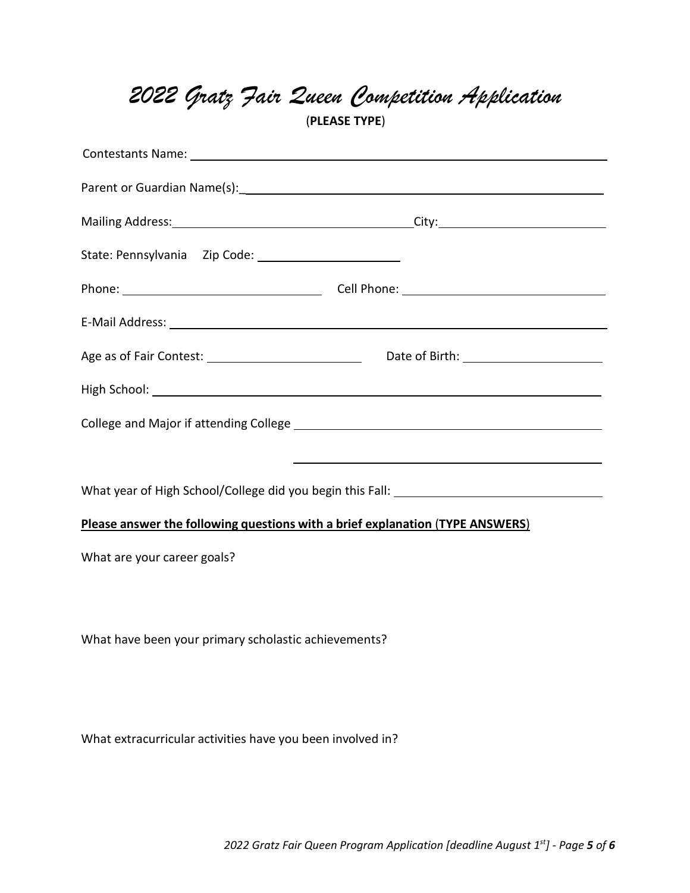# *2022 Gratz Fair Queen Competition Application*

(**PLEASE TYPE**)

Contestants Name: ______________________________________________

Parent or Guardian Name(s): ______________________________________________

Mailing Address: ______________________________ City: ____________________

State: Pennsylvania Zip Code: ____________________

Phone: ______________________ Cell Phone: ______________________

E-Mail Address: ______________________________________________

Age as of Fair Contest: ____________________ Date of Birth: ____________________

High School: ______________________________________________

College and Major if attending College ______________________________________________

______________________________________________

What year of High School/College did you begin this Fall: ______________________

**Please answer the following questions with a brief explanation (TYPE ANSWERS)**

What are your career goals?

What have been your primary scholastic achievements?

What extracurricular activities have you been involved in?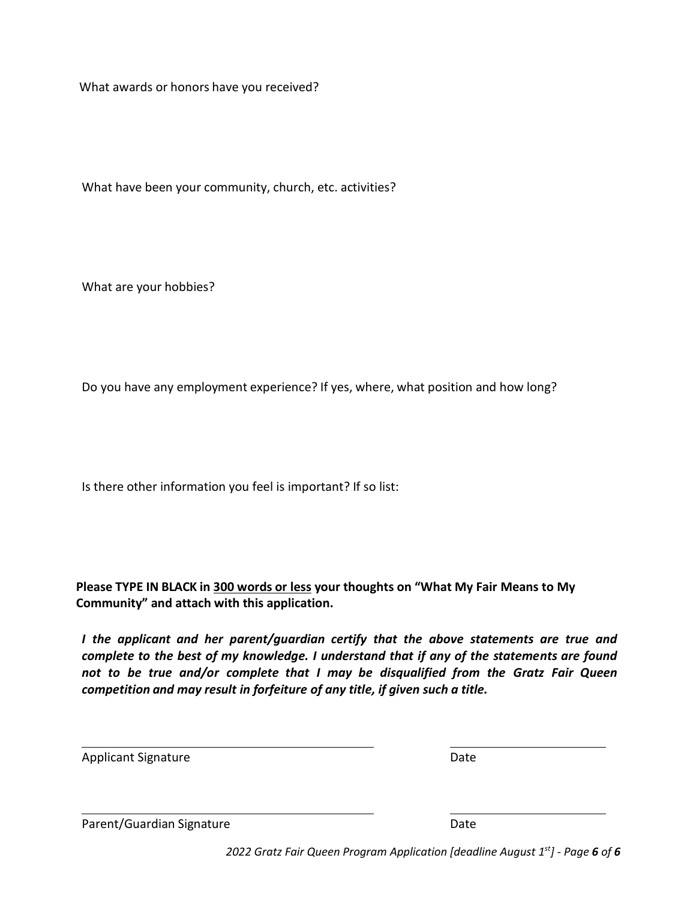What awards or honors have you received?

What have been your community, church, etc. activities?

What are your hobbies?

Do you have any employment experience? If yes, where, what position and how long?

Is there other information you feel is important? If so list:

**Please TYPE IN BLACK in <u>300 words or less</u> your thoughts on "What My Fair Means to My Community" and attach with this application.**

***I the applicant and her parent/guardian certify that the above statements are true and complete to the best of my knowledge. I understand that if any of the statements are found not to be true and/or complete that I may be disqualified from the Gratz Fair Queen competition and may result in forfeiture of any title, if given such a title.***

\_\_\_\_\_\_\_\_\_\_\_\_\_\_\_\_\_\_\_\_\_\_\_\_\_\_\_\_\_\_\_\_ \_\_\_\_\_\_\_\_\_\_\_\_\_\_\_\_
Applicant Signature Date

\_\_\_\_\_\_\_\_\_\_\_\_\_\_\_\_\_\_\_\_\_\_\_\_\_\_\_\_\_\_\_\_ \_\_\_\_\_\_\_\_\_\_\_\_\_\_\_\_
Parent/Guardian Signature Date